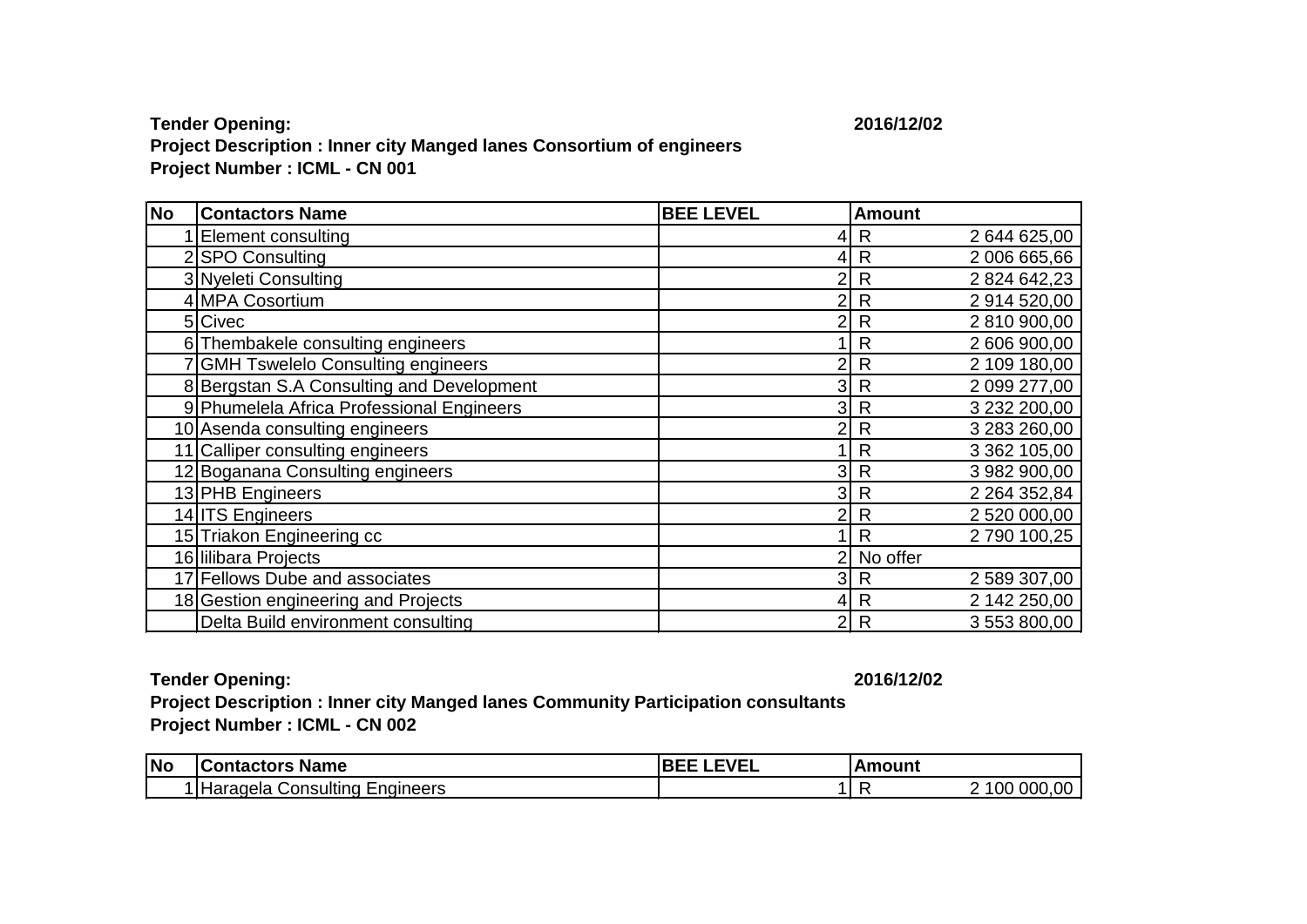**Tender Opening:** **2016/12/02**

**Project Description : Inner city Manged lanes Consortium of engineers**

**Project Number : ICML - CN 001**

| No | Contactors Name | BEE LEVEL | Amount |
|---|---|---|---|
| 1 | Element consulting | 4 | R 2 644 625,00 |
| 2 | SPO Consulting | 4 | R 2 006 665,66 |
| 3 | Nyeleti Consulting | 2 | R 2 824 642,23 |
| 4 | MPA Cosortium | 2 | R 2 914 520,00 |
| 5 | Civec | 2 | R 2 810 900,00 |
| 6 | Thembakele consulting engineers | 1 | R 2 606 900,00 |
| 7 | GMH Tswelelo Consulting engineers | 2 | R 2 109 180,00 |
| 8 | Bergstan S.A Consulting and Development | 3 | R 2 099 277,00 |
| 9 | Phumelela Africa Professional Engineers | 3 | R 3 232 200,00 |
| 10 | Asenda consulting engineers | 2 | R 3 283 260,00 |
| 11 | Calliper consulting engineers | 1 | R 3 362 105,00 |
| 12 | Boganana Consulting engineers | 3 | R 3 982 900,00 |
| 13 | PHB Engineers | 3 | R 2 264 352,84 |
| 14 | ITS Engineers | 2 | R 2 520 000,00 |
| 15 | Triakon Engineering cc | 1 | R 2 790 100,25 |
| 16 | lilibara Projects | 2 | No offer |
| 17 | Fellows Dube and associates | 3 | R 2 589 307,00 |
| 18 | Gestion engineering and Projects | 4 | R 2 142 250,00 |
| | Delta Build environment consulting | 2 | R 3 553 800,00 |

**Tender Opening:** **2016/12/02**

**Project Description : Inner city Manged lanes Community Participation consultants**

**Project Number : ICML - CN 002**

| No | Contactors Name | BEE LEVEL | Amount |
|---|---|---|---|
| 1 | Haragela Consulting Engineers | 1 | R 2 100 000,00 |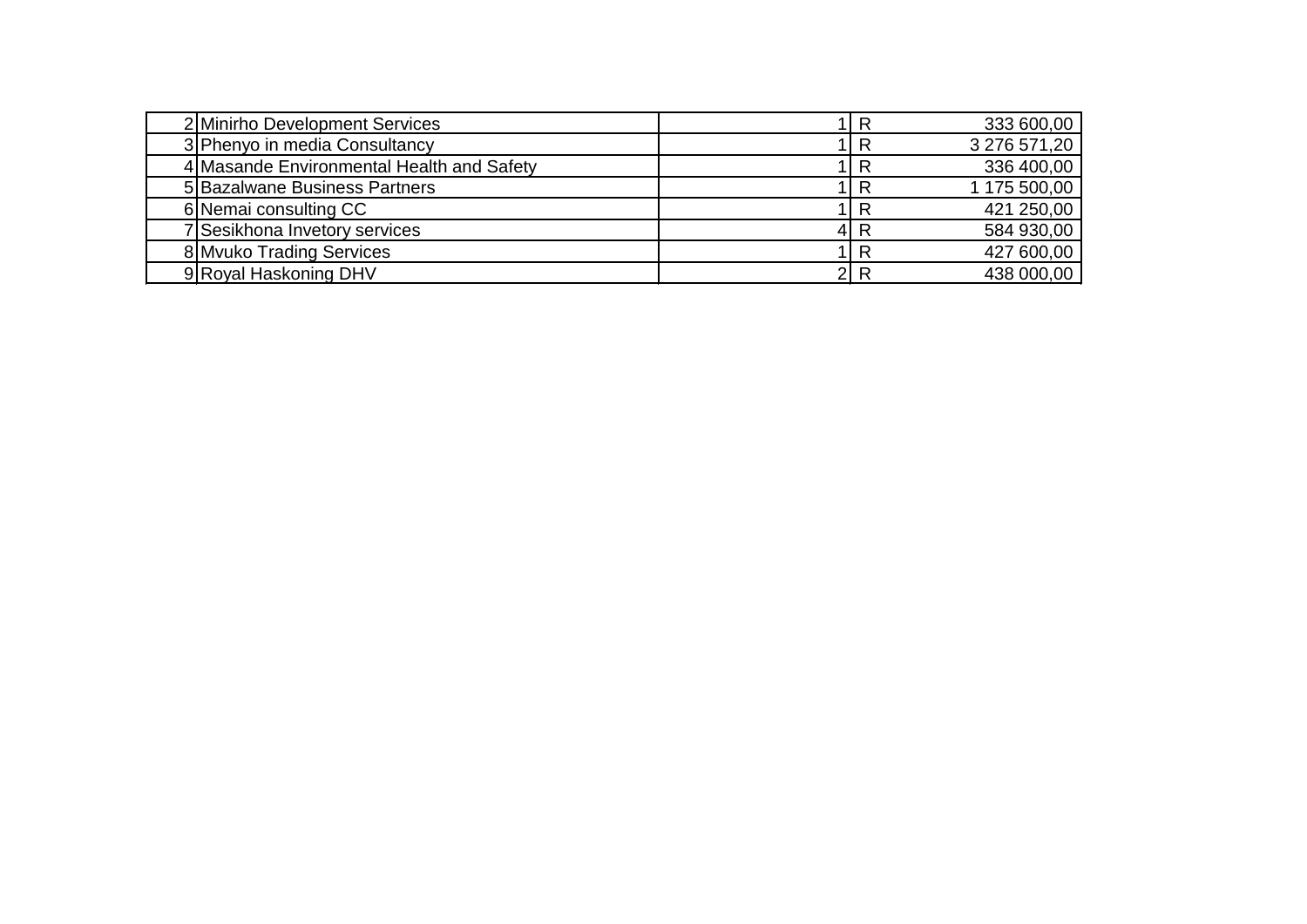| | | | | |
|---|---|---|---|---|
| 2 | Minirho Development Services | | 1 | R | 333 600,00 |
| 3 | Phenyo in media Consultancy | | 1 | R | 3 276 571,20 |
| 4 | Masande Environmental Health and Safety | | 1 | R | 336 400,00 |
| 5 | Bazalwane Business Partners | | 1 | R | 1 175 500,00 |
| 6 | Nemai consulting CC | | 1 | R | 421 250,00 |
| 7 | Sesikhona Invetory services | | 4 | R | 584 930,00 |
| 8 | Mvuko Trading Services | | 1 | R | 427 600,00 |
| 9 | Royal Haskoning DHV | | 2 | R | 438 000,00 |